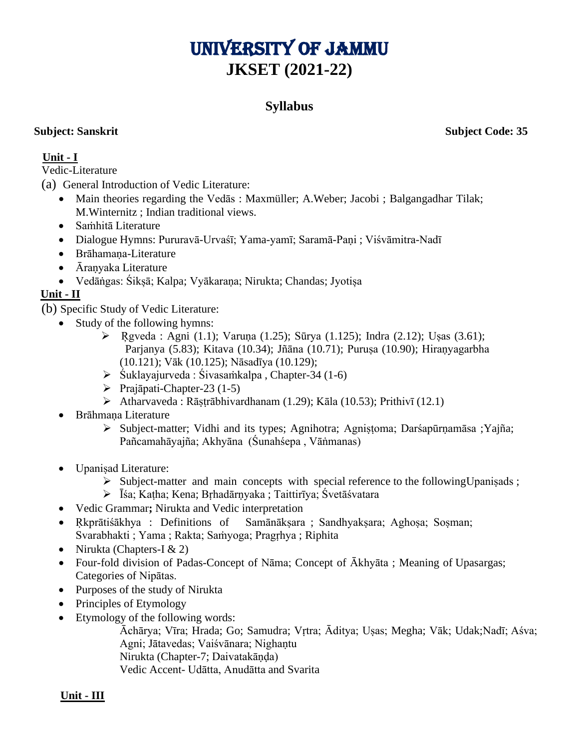# UNIVERSITY OF JAMMU

## JKSET (2021-22)

### Syllabus

**Subject: Sanskrit** **Subject Code: 35**

**Unit - I**

Vedic-Literature

(a) General Introduction of Vedic Literature:

- Main theories regarding the Vedās : Maxmüller; A.Weber; Jacobi ; Balgangadhar Tilak; M.Winternitz ; Indian traditional views.
- Saṁhitā Literature
- Dialogue Hymns: Pururavā-Urvaśī; Yama-yamī; Saramā-Paṇi ; Viśvāmitra-Nadī
- Brāhamaṇa-Literature
- Āraṇyaka Literature
- Vedāṅgas: Śikṣā; Kalpa; Vyākaraṇa; Nirukta; Chandas; Jyotiṣa

**Unit - II**

(b) Specific Study of Vedic Literature:

- Study of the following hymns:
  - Ṛgveda : Agni (1.1); Varuṇa (1.25); Sūrya (1.125); Indra (2.12); Uṣas (3.61); Parjanya (5.83); Kitava (10.34); Jñāna (10.71); Puruṣa (10.90); Hiraṇyagarbha (10.121); Vāk (10.125); Nāsadīya (10.129);
  - Śuklayajurveda : Śivasaṁkalpa , Chapter-34 (1-6)
  - Prajāpati-Chapter-23 (1-5)
  - Atharvaveda : Rāṣṭrābhivardhanam (1.29); Kāla (10.53); Prithivī (12.1)
- Brāhmaṇa Literature
  - Subject-matter; Vidhi and its types; Agnihotra; Agniṣṭoma; Darśapūrṇamāsa ;Yajña; Pañcamahāyajña; Akhyāna (Śunahśepa , Vāṅmanas)
- Upaniṣad Literature:
  - Subject-matter and main concepts with special reference to the followingUpaniṣads ;
  - Īśa; Kaṭha; Kena; Bṛhadārṇyaka ; Taittirīya; Śvetāśvatara
- Vedic Grammar**;** Nirukta and Vedic interpretation
- Ṛkprātiśākhya : Definitions of Samānākṣara ; Sandhyakṣara; Aghoṣa; Soṣman; Svarabhakti ; Yama ; Rakta; Saṁyoga; Pragṛhya ; Riphita
- Nirukta (Chapters-I & 2)
- Four-fold division of Padas-Concept of Nāma; Concept of Ākhyāta ; Meaning of Upasargas; Categories of Nipātas.
- Purposes of the study of Nirukta
- Principles of Etymology
- Etymology of the following words:

  Āchārya; Vīra; Hrada; Go; Samudra; Vṛtra; Āditya; Uṣas; Megha; Vāk; Udak;Nadī; Aśva; Agni; Jātavedas; Vaiśvānara; Nighaṇtu

  Nirukta (Chapter-7; Daivatakāṇḍa)

  Vedic Accent- Udātta, Anudātta and Svarita

**Unit - III**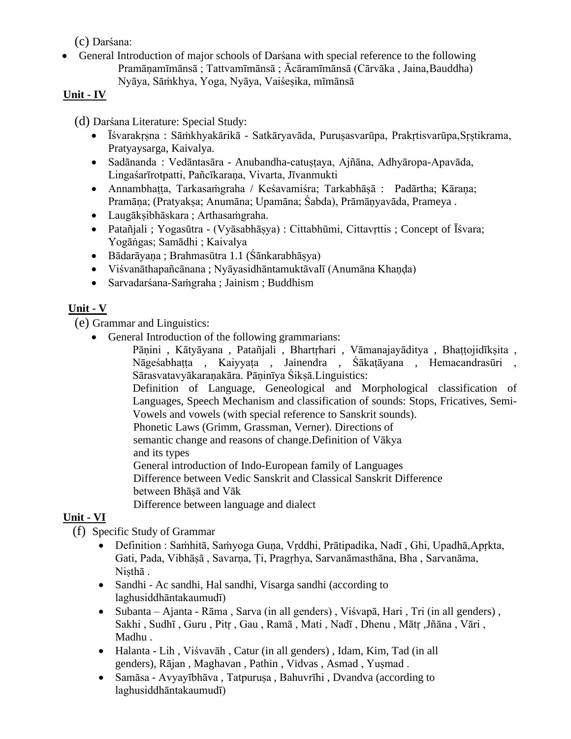(c) Darśana:

- General Introduction of major schools of Darśana with special reference to the following
  Pramāṇamīmānsā ; Tattvamīmānsā ; Ācāramīmānsā (Cārvāka , Jaina,Bauddha)
  Nyāya, Sāṁkhya, Yoga, Nyāya, Vaiśeṣika, mīmānsā

**Unit - IV**

(d) Darśana Literature: Special Study:

- Īśvarakṛṣna : Sāṁkhyakārikā - Satkāryavāda, Puruṣasvarūpa, Prakṛtisvarūpa,Sṛṣtikrama, Pratyaysarga, Kaivalya.
- Sadānanda : Vedāntasāra - Anubandha-catuṣṭaya, Ajñāna, Adhyāropa-Apavāda, Lingaśarīrotpatti, Pañcīkaraṇa, Vivarta, Jīvanmukti
- Annambhaṭṭa, Tarkasaṁgraha / Keśavamiśra; Tarkabhāṣā : Padārtha; Kāraṇa; Pramāṇa; (Pratyakṣa; Anumāna; Upamāna; Śabda), Prāmāṇyavāda, Prameya .
- Laugākṣibhāskara ; Arthasaṁgraha.
- Patañjali ; Yogasūtra - (Vyāsabhāṣya) : Cittabhūmi, Cittavṛttis ; Concept of Īśvara; Yogāṅgas; Samādhi ; Kaivalya
- Bādarāyaṇa ; Brahmasūtra 1.1 (Śānkarabhāṣya)
- Viśvanāthapañcānana ; Nyāyasidhāntamuktāvalī (Anumāna Khaṇḍa)
- Sarvadarśana-Saṁgraha ; Jainism ; Buddhism

**Unit - V**

(e) Grammar and Linguistics:

- General Introduction of the following grammarians:
  Pāṇini , Kātyāyana , Patañjali , Bhartṛhari , Vāmanajayāditya , Bhaṭṭojidīkṣita , Nāgeśabhaṭṭa , Kaiyyaṭa , Jainendra , Śākaṭāyana , Hemacandrasūri , Sārasvatavyākaraṇakāra. Pāṇinīya Śikṣā.Linguistics:
  Definition of Language, Geneological and Morphological classification of Languages, Speech Mechanism and classification of sounds: Stops, Fricatives, Semi-Vowels and vowels (with special reference to Sanskrit sounds).
  Phonetic Laws (Grimm, Grassman, Verner). Directions of semantic change and reasons of change.Definition of Vākya and its types
  General introduction of Indo-European family of Languages
  Difference between Vedic Sanskrit and Classical Sanskrit Difference between Bhāṣā and Vāk
  Difference between language and dialect

**Unit - VI**

(f) Specific Study of Grammar

- Definition : Saṁhitā, Saṁyoga Guṇa, Vṛddhi, Prātipadika, Nadī , Ghi, Upadhā,Apṛkta, Gati, Pada, Vibhāṣā , Savarṇa, Ṭi, Pragṛhya, Sarvanāmasthāna, Bha , Sarvanāma, Niṣthā .
- Sandhi - Ac sandhi, Hal sandhi, Visarga sandhi (according to laghusiddhāntakaumudī)
- Subanta – Ajanta - Rāma , Sarva (in all genders) , Viśvapā, Hari , Tri (in all genders) , Sakhi , Sudhī , Guru , Pitṛ , Gau , Ramā , Mati , Nadī , Dhenu , Mātṛ ,Jñāna , Vāri , Madhu .
- Halanta - Lih , Viśvavāh , Catur (in all genders) , Idam, Kim, Tad (in all genders), Rājan , Maghavan , Pathin , Vidvas , Asmad , Yuṣmad .
- Samāsa - Avyayībhāva , Tatpuruṣa , Bahuvrīhi , Dvandva (according to laghusiddhāntakaumudī)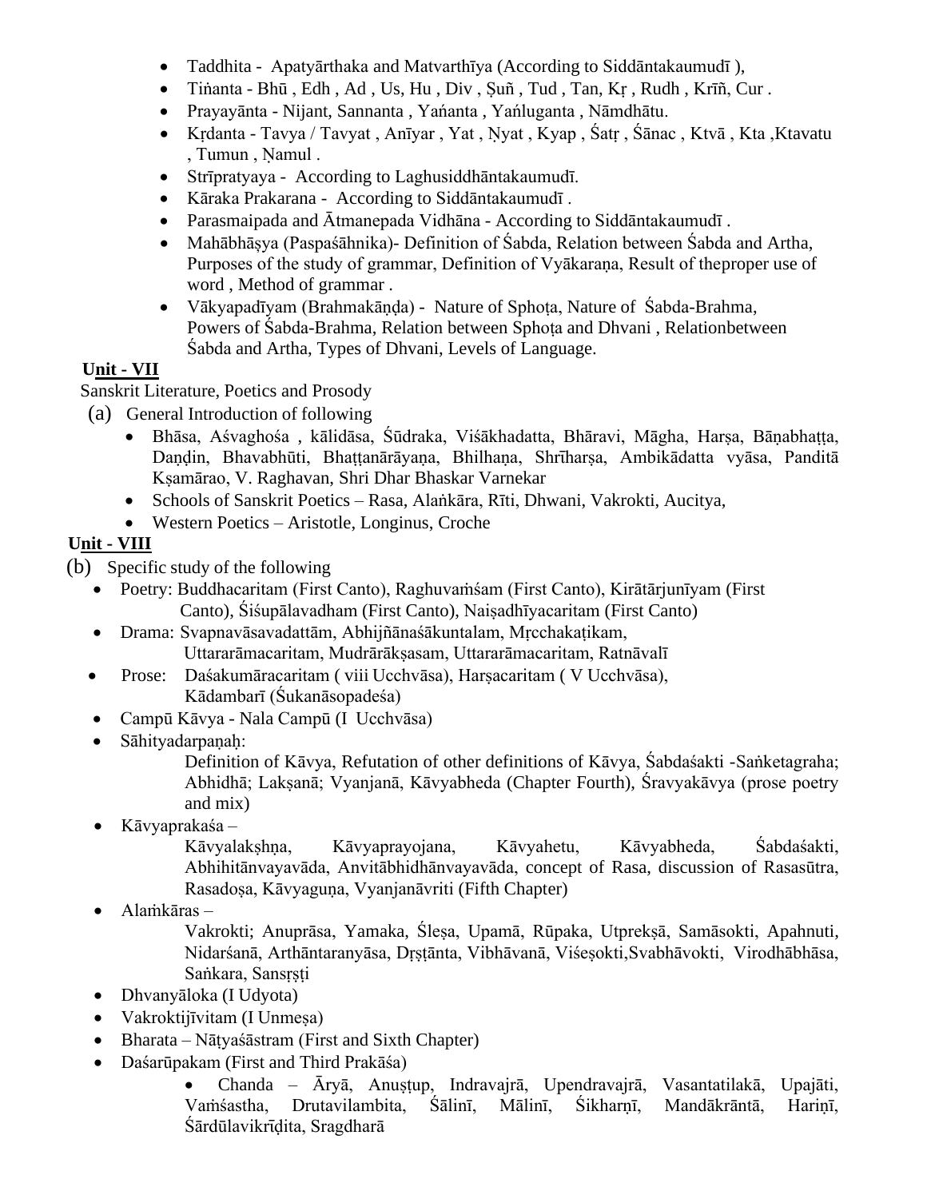- Taddhita - Apatyārthaka and Matvarthīya (According to Siddāntakaumudī ),
- Tiṅanta - Bhū , Edh , Ad , Us, Hu , Div , Ṣuñ , Tud , Tan, Kṛ , Rudh , Krīñ, Cur .
- Prayayānta - Nijant, Sannanta , Yańanta , Yańluganta , Nāmdhātu.
- Kṛdanta - Tavya / Tavyat , Anīyar , Yat , Ṇyat , Kyap , Śatṛ , Śānac , Ktvā , Kta ,Ktavatu , Tumun , Ṇamul .
- Strīpratyaya - According to Laghusiddhāntakaumudī.
- Kāraka Prakarana - According to Siddāntakaumudī .
- Parasmaipada and Ātmanepada Vidhāna - According to Siddāntakaumudī .
- Mahābhāṣya (Paspaśāhnika)- Definition of Śabda, Relation between Śabda and Artha, Purposes of the study of grammar, Definition of Vyākaraṇa, Result of theproper use of word , Method of grammar .
- Vākyapadīyam (Brahmakāṇḍa) - Nature of Sphoṭa, Nature of Śabda-Brahma, Powers of Śabda-Brahma, Relation between Sphoṭa and Dhvani , Relationbetween Śabda and Artha, Types of Dhvani, Levels of Language.

**Unit - VII**

Sanskrit Literature, Poetics and Prosody

(a) General Introduction of following

- Bhāsa, Aśvaghośa , kālidāsa, Śūdraka, Viśākhadatta, Bhāravi, Māgha, Harṣa, Bāṇabhaṭṭa, Daṇḍin, Bhavabhūti, Bhaṭṭanārāyaṇa, Bhilhaṇa, Shrīharṣa, Ambikādatta vyāsa, Panditā Kṣamārao, V. Raghavan, Shri Dhar Bhaskar Varnekar
- Schools of Sanskrit Poetics – Rasa, Alaṅkāra, Rīti, Dhwani, Vakrokti, Aucitya,
- Western Poetics – Aristotle, Longinus, Croche

**Unit - VIII**

(b) Specific study of the following

- Poetry: Buddhacaritam (First Canto), Raghuvaṁśam (First Canto), Kirātārjunīyam (First Canto), Śiśupālavadham (First Canto), Naiṣadhīyacaritam (First Canto)
- Drama: Svapnavāsavadattām, Abhijñānaśākuntalam, Mṛcchakaṭikam, Uttararāmacaritam, Mudrārākṣasam, Uttararāmacaritam, Ratnāvalī
- Prose: Daśakumāracaritam ( viii Ucchvāsa), Harṣacaritam ( V Ucchvāsa), Kādambarī (Śukanāsopadeśa)
- Campū Kāvya - Nala Campū (I Ucchvāsa)
- Sāhityadarpaṇaḥ:
  Definition of Kāvya, Refutation of other definitions of Kāvya, Śabdaśakti -Saṅketagraha; Abhidhā; Lakṣanā; Vyanjanā, Kāvyabheda (Chapter Fourth), Śravyakāvya (prose poetry and mix)
- Kāvyaprakaśa –
  Kāvyalakṣhṇa, Kāvyaprayojana, Kāvyahetu, Kāvyabheda, Śabdaśakti, Abhihitānvayavāda, Anvitābhidhānvayavāda, concept of Rasa, discussion of Rasasūtra, Rasadoṣa, Kāvyaguṇa, Vyanjanāvriti (Fifth Chapter)
- Alaṁkāras –
  Vakrokti; Anuprāsa, Yamaka, Śleṣa, Upamā, Rūpaka, Utprekṣā, Samāsokti, Apahnuti, Nidarśanā, Arthāntaranyāsa, Dṛṣṭānta, Vibhāvanā, Viśeṣokti,Svabhāvokti, Virodhābhāsa, Saṅkara, Sansṛṣṭi
- Dhvanyāloka (I Udyota)
- Vakroktijīvitam (I Unmeṣa)
- Bharata – Nāṭyaśāstram (First and Sixth Chapter)
- Daśarūpakam (First and Third Prakāśa)
  - Chanda – Āryā, Anuṣṭup, Indravajrā, Upendravajrā, Vasantatilakā, Upajāti, Vaṁśastha, Drutavilambita, Śālinī, Mālinī, Śikharṇī, Mandākrāntā, Hariṇī, Śārdūlavikrīḍita, Sragdharā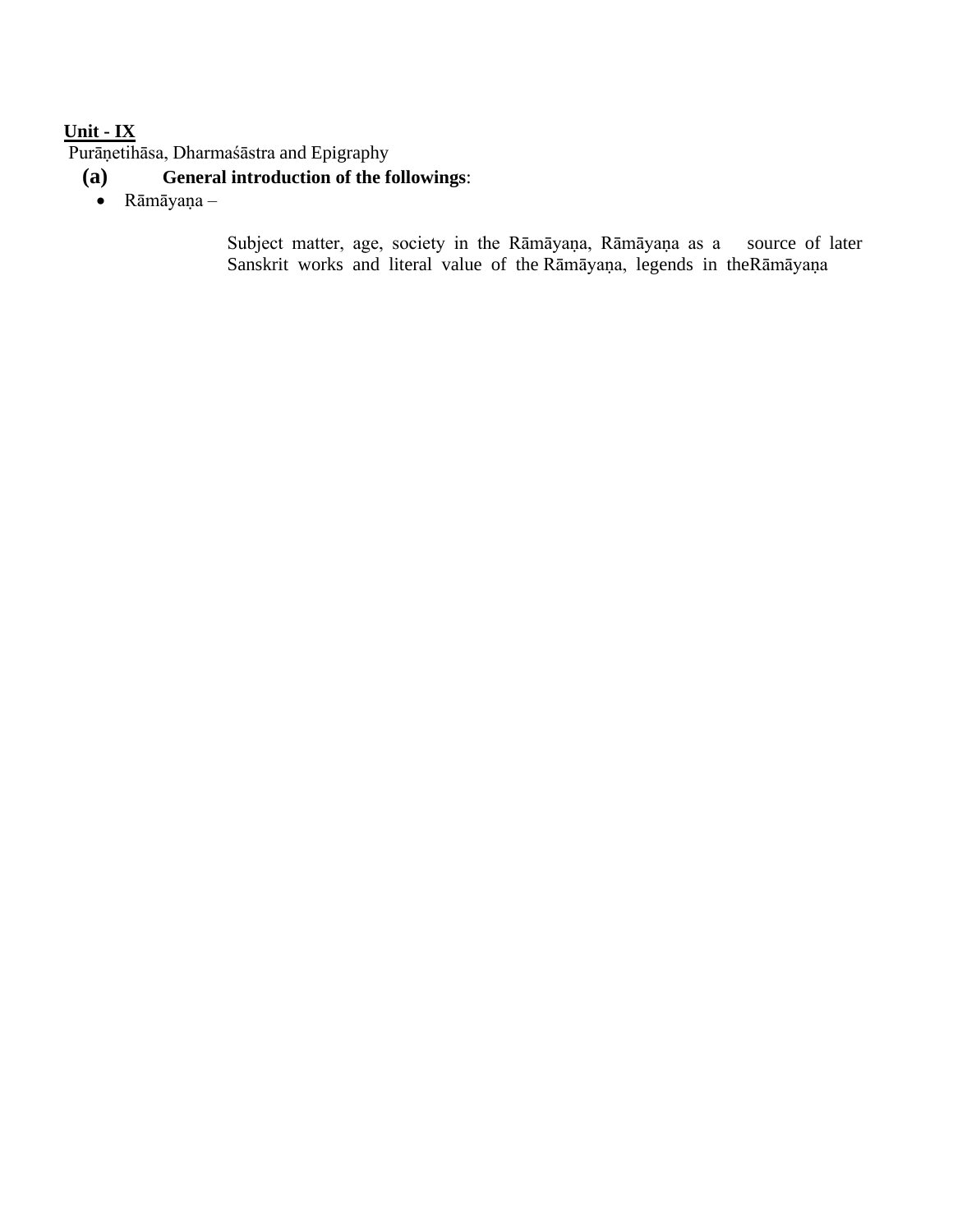**Unit - IX**

Purāṇetihāsa, Dharmaśāstra and Epigraphy

**(a) General introduction of the followings**:

- Rāmāyaṇa –

Subject matter, age, society in the Rāmāyaṇa, Rāmāyaṇa as a source of later Sanskrit works and literal value of the Rāmāyaṇa, legends in theRāmāyaṇa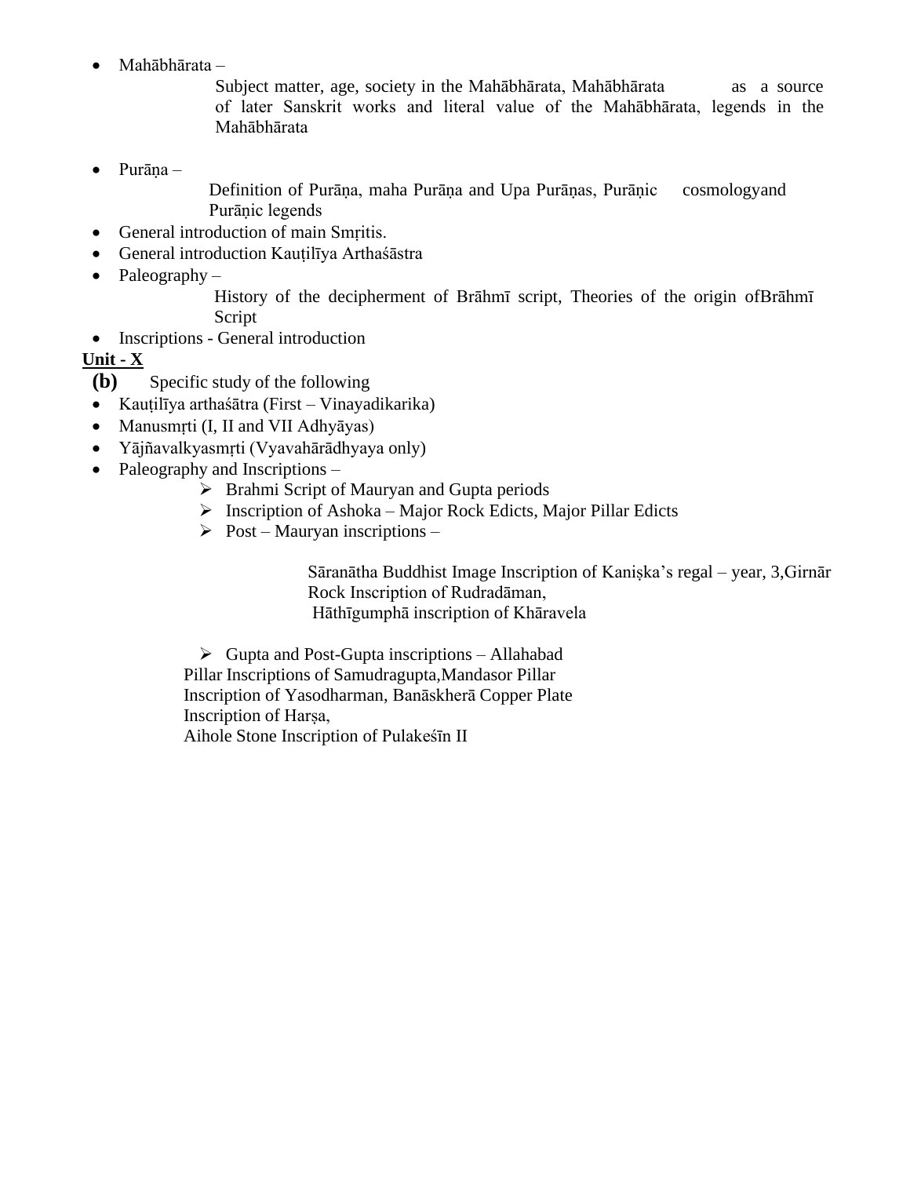- Mahābhārata –

  Subject matter, age, society in the Mahābhārata, Mahābhārata as a source of later Sanskrit works and literal value of the Mahābhārata, legends in the Mahābhārata

- Purāṇa –

  Definition of Purāṇa, maha Purāṇa and Upa Purāṇas, Purāṇic cosmologyand Purāṇic legends

- General introduction of main Smṛitis.
- General introduction Kauṭilīya Arthaśāstra
- Paleography –

  History of the decipherment of Brāhmī script, Theories of the origin ofBrāhmī Script

- Inscriptions - General introduction

**Unit - X**

**(b)** Specific study of the following

- Kauṭilīya arthaśātra (First – Vinayadikarika)
- Manusmṛti (I, II and VII Adhyāyas)
- Yājñavalkyasmṛti (Vyavahārādhyaya only)
- Paleography and Inscriptions –
  - Brahmi Script of Mauryan and Gupta periods
  - Inscription of Ashoka – Major Rock Edicts, Major Pillar Edicts
  - Post – Mauryan inscriptions –

    Sāranātha Buddhist Image Inscription of Kaniṣka's regal – year, 3,Girnār Rock Inscription of Rudradāman,
    Hāthīgumphā inscription of Khāravela

  - Gupta and Post-Gupta inscriptions – Allahabad Pillar Inscriptions of Samudragupta,Mandasor Pillar Inscription of Yasodharman, Banāskherā Copper Plate Inscription of Harṣa,
    Aihole Stone Inscription of Pulakeśīn II